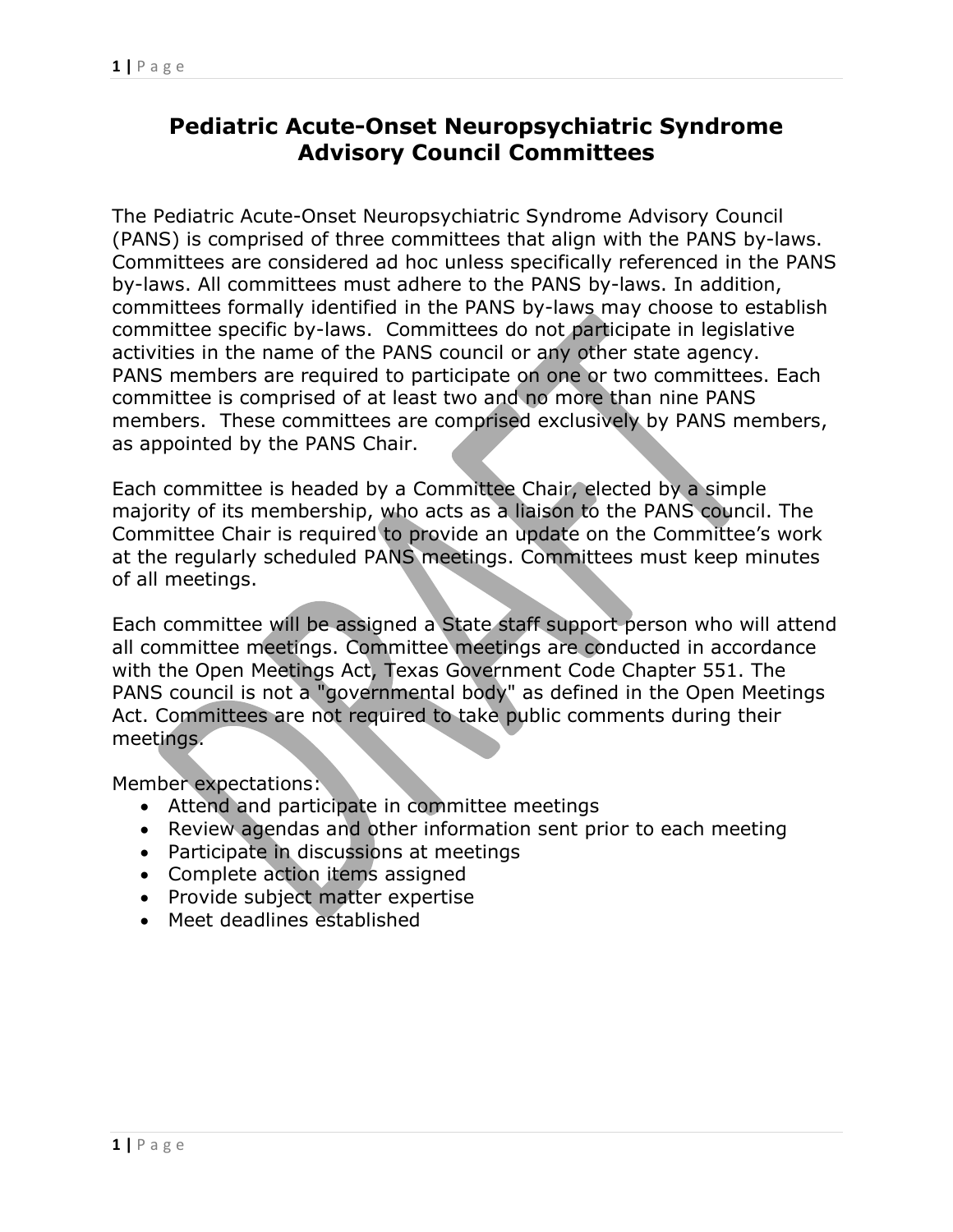# Pediatric Acute-Onset Neuropsychiatric Syndrome Advisory Council Committees

The Pediatric Acute-Onset Neuropsychiatric Syndrome Advisory Council (PANS) is comprised of three committees that align with the PANS by-laws. Committees are considered ad hoc unless specifically referenced in the PANS by-laws. All committees must adhere to the PANS by-laws. In addition, committees formally identified in the PANS by-laws may choose to establish committee specific by-laws. Committees do not participate in legislative activities in the name of the PANS council or any other state agency. PANS members are required to participate on one or two committees. Each committee is comprised of at least two and no more than nine PANS members. These committees are comprised exclusively by PANS members, as appointed by the PANS Chair.

Each committee is headed by a Committee Chair, elected by a simple majority of its membership, who acts as a liaison to the PANS council. The Committee Chair is required to provide an update on the Committee's work at the regularly scheduled PANS meetings. Committees must keep minutes of all meetings.

Each committee will be assigned a State staff support person who will attend all committee meetings. Committee meetings are conducted in accordance with the Open Meetings Act, Texas Government Code Chapter 551. The PANS council is not a "governmental body" as defined in the Open Meetings Act. Committees are not required to take public comments during their meetings.

Member expectations:

- Attend and participate in committee meetings
- Review agendas and other information sent prior to each meeting
- Participate in discussions at meetings
- Complete action items assigned
- Provide subject matter expertise
- Meet deadlines established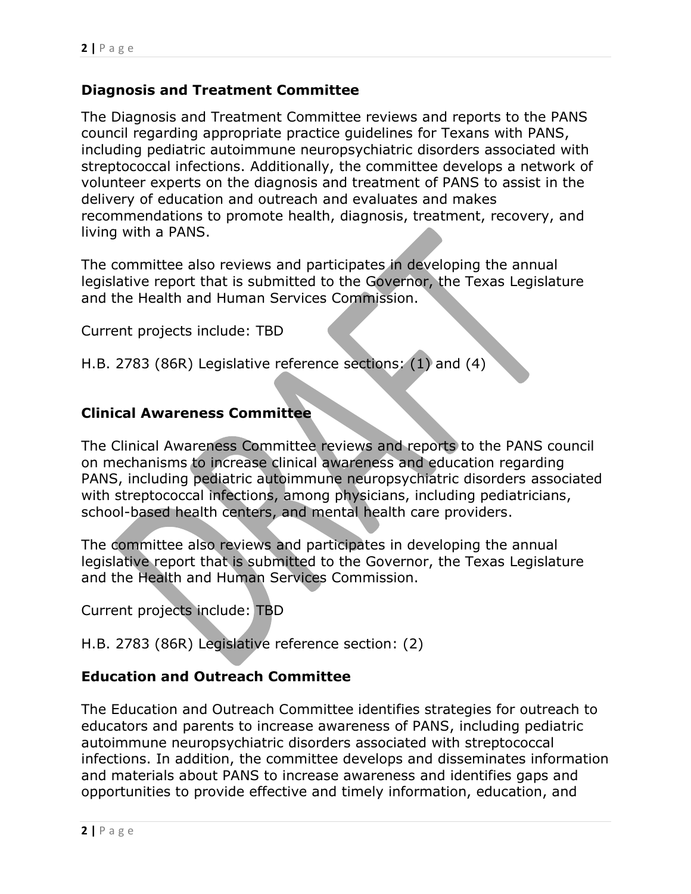## Diagnosis and Treatment Committee

The Diagnosis and Treatment Committee reviews and reports to the PANS council regarding appropriate practice guidelines for Texans with PANS, including pediatric autoimmune neuropsychiatric disorders associated with streptococcal infections. Additionally, the committee develops a network of volunteer experts on the diagnosis and treatment of PANS to assist in the delivery of education and outreach and evaluates and makes recommendations to promote health, diagnosis, treatment, recovery, and living with a PANS.

The committee also reviews and participates in developing the annual legislative report that is submitted to the Governor, the Texas Legislature and the Health and Human Services Commission.

Current projects include: TBD

H.B. 2783 (86R) Legislative reference sections: (1) and (4)

## Clinical Awareness Committee

The Clinical Awareness Committee reviews and reports to the PANS council on mechanisms to increase clinical awareness and education regarding PANS, including pediatric autoimmune neuropsychiatric disorders associated with streptococcal infections, among physicians, including pediatricians, school-based health centers, and mental health care providers.

The committee also reviews and participates in developing the annual legislative report that is submitted to the Governor, the Texas Legislature and the Health and Human Services Commission.

Current projects include: TBD

H.B. 2783 (86R) Legislative reference section: (2)

## Education and Outreach Committee

The Education and Outreach Committee identifies strategies for outreach to educators and parents to increase awareness of PANS, including pediatric autoimmune neuropsychiatric disorders associated with streptococcal infections. In addition, the committee develops and disseminates information and materials about PANS to increase awareness and identifies gaps and opportunities to provide effective and timely information, education, and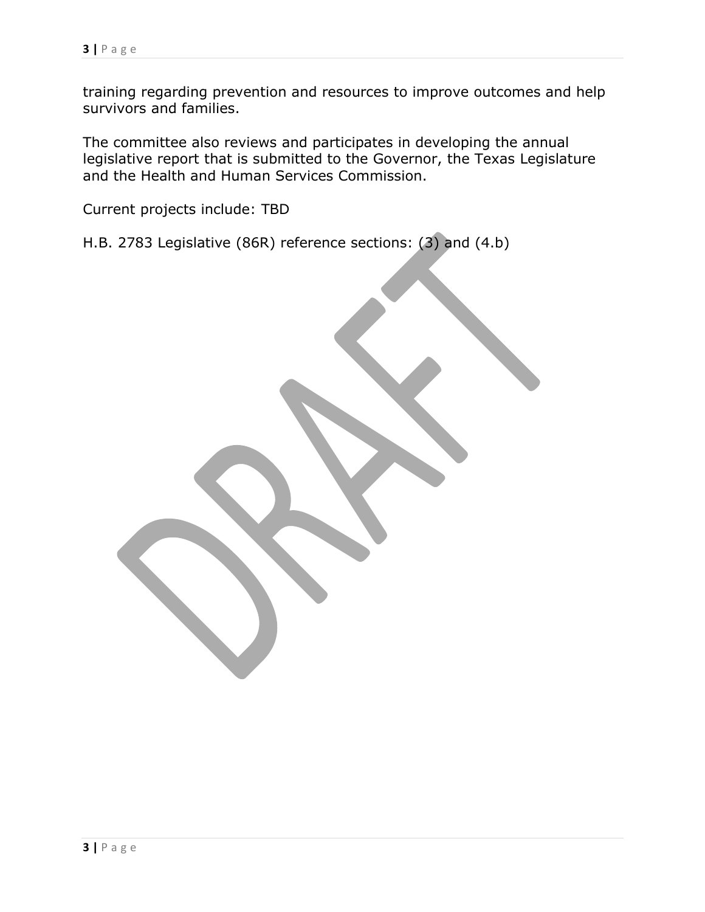training regarding prevention and resources to improve outcomes and help survivors and families.

The committee also reviews and participates in developing the annual legislative report that is submitted to the Governor, the Texas Legislature and the Health and Human Services Commission.

Current projects include: TBD

H.B. 2783 Legislative (86R) reference sections: (3) and (4.b)